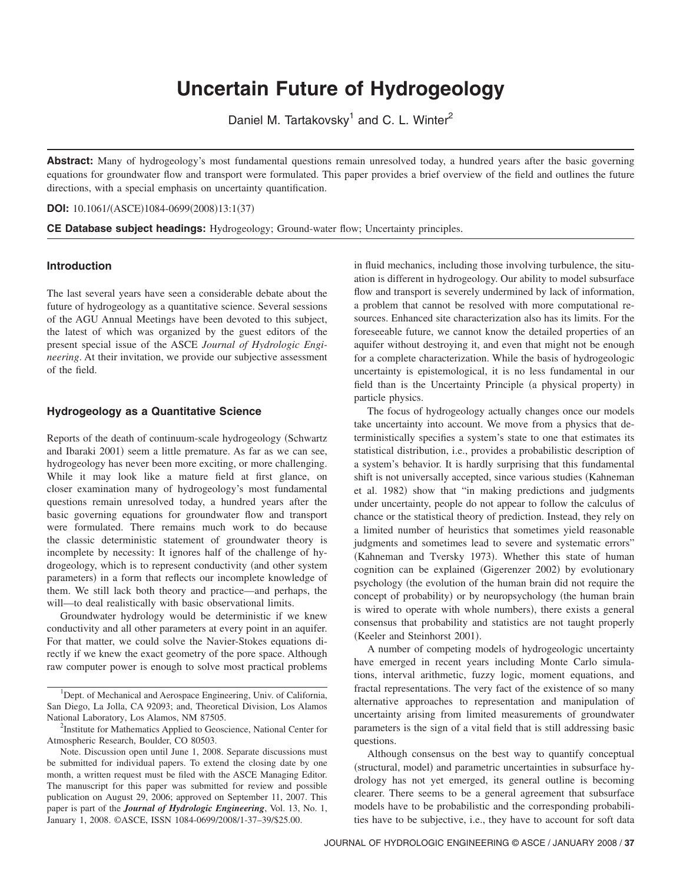# Uncertain Future of Hydrogeology

Daniel M. Tartakovsky[1] and C. L. Winter[2]

**Abstract:** Many of hydrogeology's most fundamental questions remain unresolved today, a hundred years after the basic governing equations for groundwater flow and transport were formulated. This paper provides a brief overview of the field and outlines the future directions, with a special emphasis on uncertainty quantification.

**DOI:** 10.1061/(ASCE)1084-0699(2008)13:1(37)

**CE Database subject headings:** Hydrogeology; Ground-water flow; Uncertainty principles.

## Introduction

The last several years have seen a considerable debate about the future of hydrogeology as a quantitative science. Several sessions of the AGU Annual Meetings have been devoted to this subject, the latest of which was organized by the guest editors of the present special issue of the ASCE *Journal of Hydrologic Engineering*. At their invitation, we provide our subjective assessment of the field.

## Hydrogeology as a Quantitative Science

Reports of the death of continuum-scale hydrogeology (Schwartz and Ibaraki 2001) seem a little premature. As far as we can see, hydrogeology has never been more exciting, or more challenging. While it may look like a mature field at first glance, on closer examination many of hydrogeology's most fundamental questions remain unresolved today, a hundred years after the basic governing equations for groundwater flow and transport were formulated. There remains much work to do because the classic deterministic statement of groundwater theory is incomplete by necessity: It ignores half of the challenge of hydrogeology, which is to represent conductivity (and other system parameters) in a form that reflects our incomplete knowledge of them. We still lack both theory and practice—and perhaps, the will—to deal realistically with basic observational limits.

Groundwater hydrology would be deterministic if we knew conductivity and all other parameters at every point in an aquifer. For that matter, we could solve the Navier-Stokes equations directly if we knew the exact geometry of the pore space. Although raw computer power is enough to solve most practical problems in fluid mechanics, including those involving turbulence, the situation is different in hydrogeology. Our ability to model subsurface flow and transport is severely undermined by lack of information, a problem that cannot be resolved with more computational resources. Enhanced site characterization also has its limits. For the foreseeable future, we cannot know the detailed properties of an aquifer without destroying it, and even that might not be enough for a complete characterization. While the basis of hydrogeologic uncertainty is epistemological, it is no less fundamental in our field than is the Uncertainty Principle (a physical property) in particle physics.

The focus of hydrogeology actually changes once our models take uncertainty into account. We move from a physics that deterministically specifies a system's state to one that estimates its statistical distribution, i.e., provides a probabilistic description of a system's behavior. It is hardly surprising that this fundamental shift is not universally accepted, since various studies (Kahneman et al. 1982) show that "in making predictions and judgments under uncertainty, people do not appear to follow the calculus of chance or the statistical theory of prediction. Instead, they rely on a limited number of heuristics that sometimes yield reasonable judgments and sometimes lead to severe and systematic errors" (Kahneman and Tversky 1973). Whether this state of human cognition can be explained (Gigerenzer 2002) by evolutionary psychology (the evolution of the human brain did not require the concept of probability) or by neuropsychology (the human brain is wired to operate with whole numbers), there exists a general consensus that probability and statistics are not taught properly (Keeler and Steinhorst 2001).

A number of competing models of hydrogeologic uncertainty have emerged in recent years including Monte Carlo simulations, interval arithmetic, fuzzy logic, moment equations, and fractal representations. The very fact of the existence of so many alternative approaches to representation and manipulation of uncertainty arising from limited measurements of groundwater parameters is the sign of a vital field that is still addressing basic questions.

Although consensus on the best way to quantify conceptual (structural, model) and parametric uncertainties in subsurface hydrology has not yet emerged, its general outline is becoming clearer. There seems to be a general agreement that subsurface models have to be probabilistic and the corresponding probabilities have to be subjective, i.e., they have to account for soft data

---

[1]Dept. of Mechanical and Aerospace Engineering, Univ. of California, San Diego, La Jolla, CA 92093; and, Theoretical Division, Los Alamos National Laboratory, Los Alamos, NM 87505.

[2]Institute for Mathematics Applied to Geoscience, National Center for Atmospheric Research, Boulder, CO 80503.

Note. Discussion open until June 1, 2008. Separate discussions must be submitted for individual papers. To extend the closing date by one month, a written request must be filed with the ASCE Managing Editor. The manuscript for this paper was submitted for review and possible publication on August 29, 2006; approved on September 11, 2007. This paper is part of the ***Journal of Hydrologic Engineering***, Vol. 13, No. 1, January 1, 2008. ©ASCE, ISSN 1084-0699/2008/1-37–39/$25.00.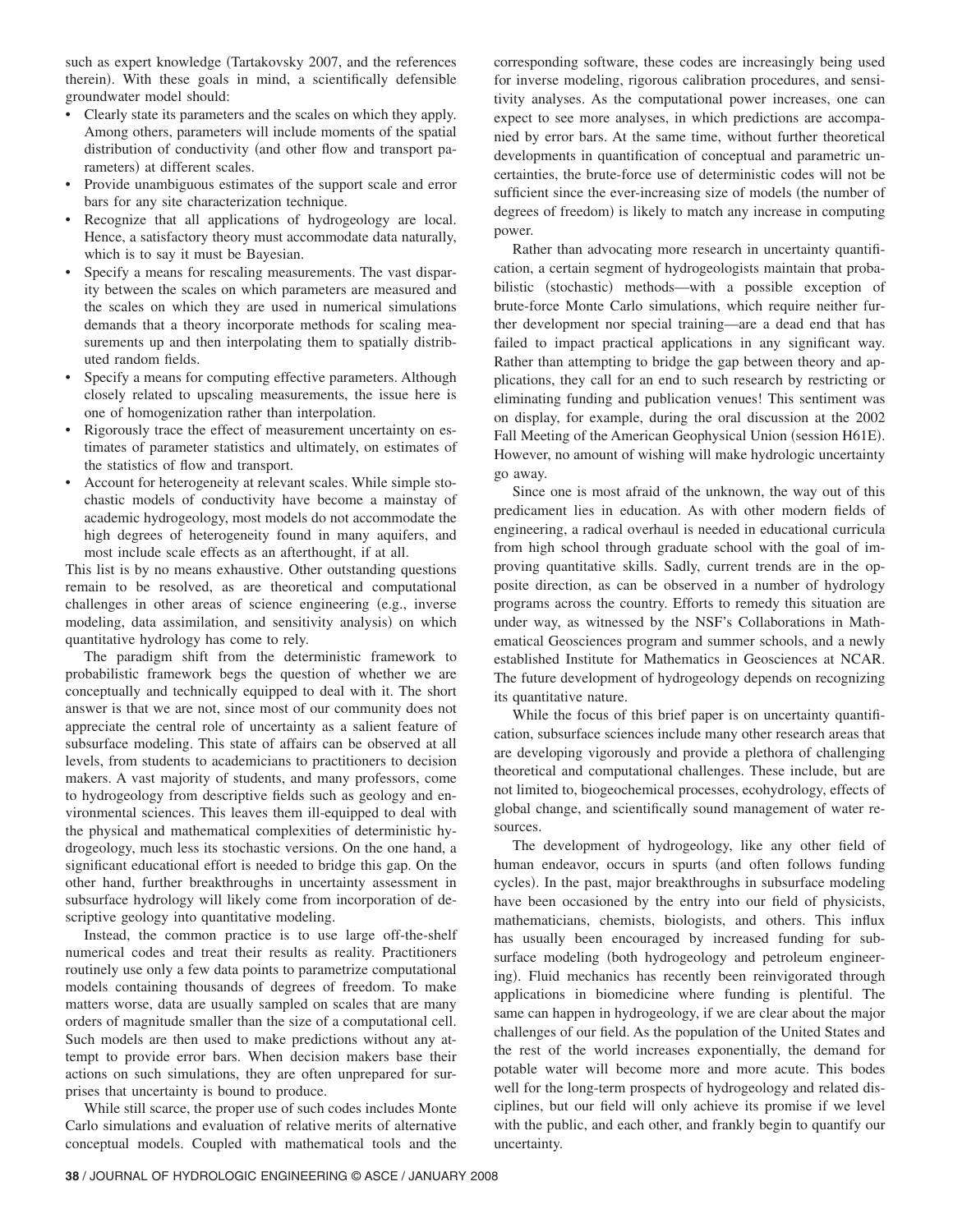such as expert knowledge (Tartakovsky 2007, and the references therein). With these goals in mind, a scientifically defensible groundwater model should:

- Clearly state its parameters and the scales on which they apply. Among others, parameters will include moments of the spatial distribution of conductivity (and other flow and transport parameters) at different scales.
- Provide unambiguous estimates of the support scale and error bars for any site characterization technique.
- Recognize that all applications of hydrogeology are local. Hence, a satisfactory theory must accommodate data naturally, which is to say it must be Bayesian.
- Specify a means for rescaling measurements. The vast disparity between the scales on which parameters are measured and the scales on which they are used in numerical simulations demands that a theory incorporate methods for scaling measurements up and then interpolating them to spatially distributed random fields.
- Specify a means for computing effective parameters. Although closely related to upscaling measurements, the issue here is one of homogenization rather than interpolation.
- Rigorously trace the effect of measurement uncertainty on estimates of parameter statistics and ultimately, on estimates of the statistics of flow and transport.
- Account for heterogeneity at relevant scales. While simple stochastic models of conductivity have become a mainstay of academic hydrogeology, most models do not accommodate the high degrees of heterogeneity found in many aquifers, and most include scale effects as an afterthought, if at all.

This list is by no means exhaustive. Other outstanding questions remain to be resolved, as are theoretical and computational challenges in other areas of science engineering (e.g., inverse modeling, data assimilation, and sensitivity analysis) on which quantitative hydrology has come to rely.

The paradigm shift from the deterministic framework to probabilistic framework begs the question of whether we are conceptually and technically equipped to deal with it. The short answer is that we are not, since most of our community does not appreciate the central role of uncertainty as a salient feature of subsurface modeling. This state of affairs can be observed at all levels, from students to academicians to practitioners to decision makers. A vast majority of students, and many professors, come to hydrogeology from descriptive fields such as geology and environmental sciences. This leaves them ill-equipped to deal with the physical and mathematical complexities of deterministic hydrogeology, much less its stochastic versions. On the one hand, a significant educational effort is needed to bridge this gap. On the other hand, further breakthroughs in uncertainty assessment in subsurface hydrology will likely come from incorporation of descriptive geology into quantitative modeling.

Instead, the common practice is to use large off-the-shelf numerical codes and treat their results as reality. Practitioners routinely use only a few data points to parametrize computational models containing thousands of degrees of freedom. To make matters worse, data are usually sampled on scales that are many orders of magnitude smaller than the size of a computational cell. Such models are then used to make predictions without any attempt to provide error bars. When decision makers base their actions on such simulations, they are often unprepared for surprises that uncertainty is bound to produce.

While still scarce, the proper use of such codes includes Monte Carlo simulations and evaluation of relative merits of alternative conceptual models. Coupled with mathematical tools and the corresponding software, these codes are increasingly being used for inverse modeling, rigorous calibration procedures, and sensitivity analyses. As the computational power increases, one can expect to see more analyses, in which predictions are accompanied by error bars. At the same time, without further theoretical developments in quantification of conceptual and parametric uncertainties, the brute-force use of deterministic codes will not be sufficient since the ever-increasing size of models (the number of degrees of freedom) is likely to match any increase in computing power.

Rather than advocating more research in uncertainty quantification, a certain segment of hydrogeologists maintain that probabilistic (stochastic) methods—with a possible exception of brute-force Monte Carlo simulations, which require neither further development nor special training—are a dead end that has failed to impact practical applications in any significant way. Rather than attempting to bridge the gap between theory and applications, they call for an end to such research by restricting or eliminating funding and publication venues! This sentiment was on display, for example, during the oral discussion at the 2002 Fall Meeting of the American Geophysical Union (session H61E). However, no amount of wishing will make hydrologic uncertainty go away.

Since one is most afraid of the unknown, the way out of this predicament lies in education. As with other modern fields of engineering, a radical overhaul is needed in educational curricula from high school through graduate school with the goal of improving quantitative skills. Sadly, current trends are in the opposite direction, as can be observed in a number of hydrology programs across the country. Efforts to remedy this situation are under way, as witnessed by the NSF's Collaborations in Mathematical Geosciences program and summer schools, and a newly established Institute for Mathematics in Geosciences at NCAR. The future development of hydrogeology depends on recognizing its quantitative nature.

While the focus of this brief paper is on uncertainty quantification, subsurface sciences include many other research areas that are developing vigorously and provide a plethora of challenging theoretical and computational challenges. These include, but are not limited to, biogeochemical processes, ecohydrology, effects of global change, and scientifically sound management of water resources.

The development of hydrogeology, like any other field of human endeavor, occurs in spurts (and often follows funding cycles). In the past, major breakthroughs in subsurface modeling have been occasioned by the entry into our field of physicists, mathematicians, chemists, biologists, and others. This influx has usually been encouraged by increased funding for subsurface modeling (both hydrogeology and petroleum engineering). Fluid mechanics has recently been reinvigorated through applications in biomedicine where funding is plentiful. The same can happen in hydrogeology, if we are clear about the major challenges of our field. As the population of the United States and the rest of the world increases exponentially, the demand for potable water will become more and more acute. This bodes well for the long-term prospects of hydrogeology and related disciplines, but our field will only achieve its promise if we level with the public, and each other, and frankly begin to quantify our uncertainty.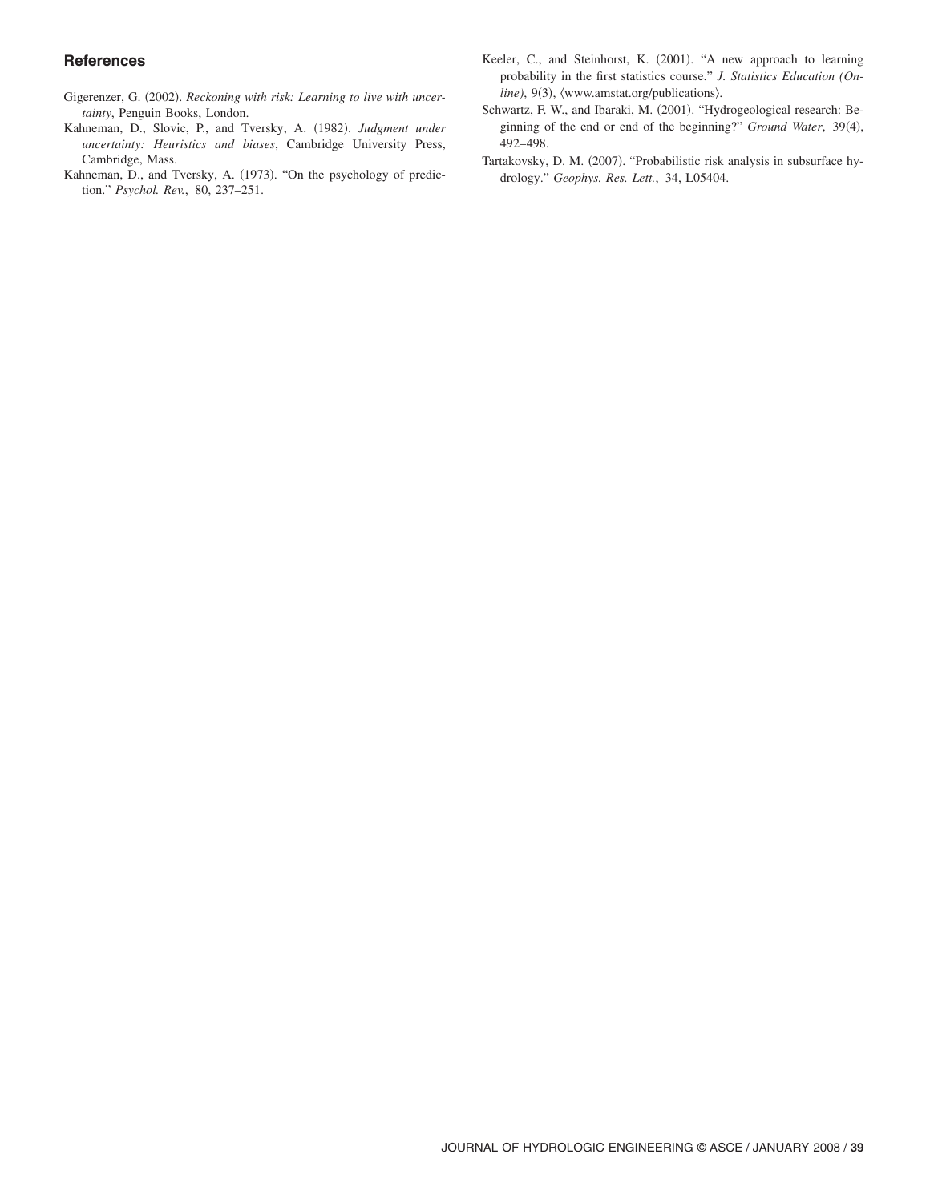## References

Gigerenzer, G. (2002). *Reckoning with risk: Learning to live with uncertainty*, Penguin Books, London.

Kahneman, D., Slovic, P., and Tversky, A. (1982). *Judgment under uncertainty: Heuristics and biases*, Cambridge University Press, Cambridge, Mass.

Kahneman, D., and Tversky, A. (1973). "On the psychology of prediction." *Psychol. Rev.*, 80, 237–251.

Keeler, C., and Steinhorst, K. (2001). "A new approach to learning probability in the first statistics course." *J. Statistics Education (Online)*, 9(3), ⟨www.amstat.org/publications⟩.

Schwartz, F. W., and Ibaraki, M. (2001). "Hydrogeological research: Beginning of the end or end of the beginning?" *Ground Water*, 39(4), 492–498.

Tartakovsky, D. M. (2007). "Probabilistic risk analysis in subsurface hydrology." *Geophys. Res. Lett.*, 34, L05404.